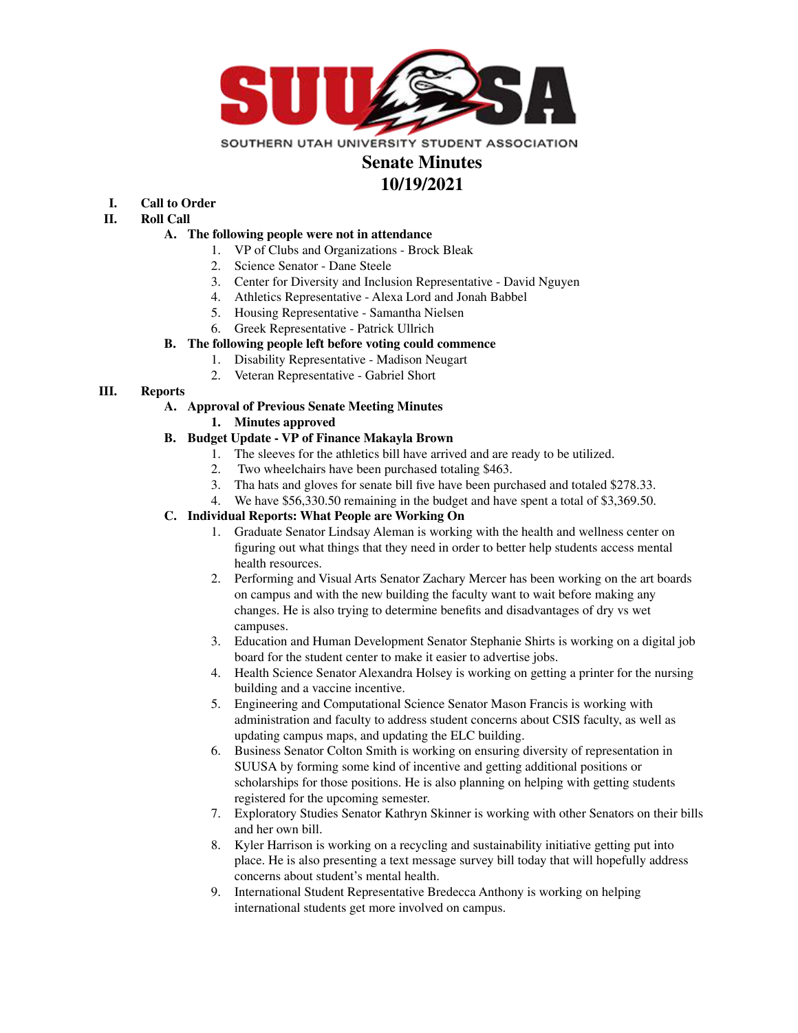SOUTHERN UTAH UNIVERSITY STUDENT ASSOCIATION

# Senate Minutes

# 10/19/2021

**I. Call to Order**

**II. Roll Call**

**A. The following people were not in attendance**

1. VP of Clubs and Organizations - Brock Bleak
2. Science Senator - Dane Steele
3. Center for Diversity and Inclusion Representative - David Nguyen
4. Athletics Representative - Alexa Lord and Jonah Babbel
5. Housing Representative - Samantha Nielsen
6. Greek Representative - Patrick Ullrich

**B. The following people left before voting could commence**

1. Disability Representative - Madison Neugart
2. Veteran Representative - Gabriel Short

**III. Reports**

**A. Approval of Previous Senate Meeting Minutes**

1. **Minutes approved**

**B. Budget Update - VP of Finance Makayla Brown**

1. The sleeves for the athletics bill have arrived and are ready to be utilized.
2. Two wheelchairs have been purchased totaling $463.
3. Tha hats and gloves for senate bill five have been purchased and totaled $278.33.
4. We have $56,330.50 remaining in the budget and have spent a total of $3,369.50.

**C. Individual Reports: What People are Working On**

1. Graduate Senator Lindsay Aleman is working with the health and wellness center on figuring out what things that they need in order to better help students access mental health resources.
2. Performing and Visual Arts Senator Zachary Mercer has been working on the art boards on campus and with the new building the faculty want to wait before making any changes. He is also trying to determine benefits and disadvantages of dry vs wet campuses.
3. Education and Human Development Senator Stephanie Shirts is working on a digital job board for the student center to make it easier to advertise jobs.
4. Health Science Senator Alexandra Holsey is working on getting a printer for the nursing building and a vaccine incentive.
5. Engineering and Computational Science Senator Mason Francis is working with administration and faculty to address student concerns about CSIS faculty, as well as updating campus maps, and updating the ELC building.
6. Business Senator Colton Smith is working on ensuring diversity of representation in SUUSA by forming some kind of incentive and getting additional positions or scholarships for those positions. He is also planning on helping with getting students registered for the upcoming semester.
7. Exploratory Studies Senator Kathryn Skinner is working with other Senators on their bills and her own bill.
8. Kyler Harrison is working on a recycling and sustainability initiative getting put into place. He is also presenting a text message survey bill today that will hopefully address concerns about student's mental health.
9. International Student Representative Bredecca Anthony is working on helping international students get more involved on campus.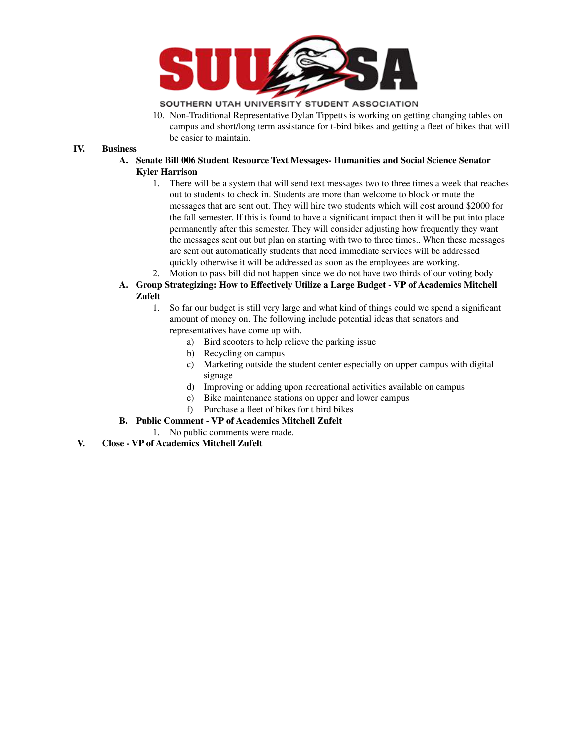10. Non-Traditional Representative Dylan Tippetts is working on getting changing tables on campus and short/long term assistance for t-bird bikes and getting a fleet of bikes that will be easier to maintain.

**IV. Business**

**A. Senate Bill 006 Student Resource Text Messages- Humanities and Social Science Senator Kyler Harrison**

1. There will be a system that will send text messages two to three times a week that reaches out to students to check in. Students are more than welcome to block or mute the messages that are sent out. They will hire two students which will cost around $2000 for the fall semester. If this is found to have a significant impact then it will be put into place permanently after this semester. They will consider adjusting how frequently they want the messages sent out but plan on starting with two to three times.. When these messages are sent out automatically students that need immediate services will be addressed quickly otherwise it will be addressed as soon as the employees are working.
2. Motion to pass bill did not happen since we do not have two thirds of our voting body

**A. Group Strategizing: How to Effectively Utilize a Large Budget - VP of Academics Mitchell Zufelt**

1. So far our budget is still very large and what kind of things could we spend a significant amount of money on. The following include potential ideas that senators and representatives have come up with.
    a) Bird scooters to help relieve the parking issue
    b) Recycling on campus
    c) Marketing outside the student center especially on upper campus with digital signage
    d) Improving or adding upon recreational activities available on campus
    e) Bike maintenance stations on upper and lower campus
    f) Purchase a fleet of bikes for t bird bikes

**B. Public Comment - VP of Academics Mitchell Zufelt**

1. No public comments were made.

**V. Close - VP of Academics Mitchell Zufelt**